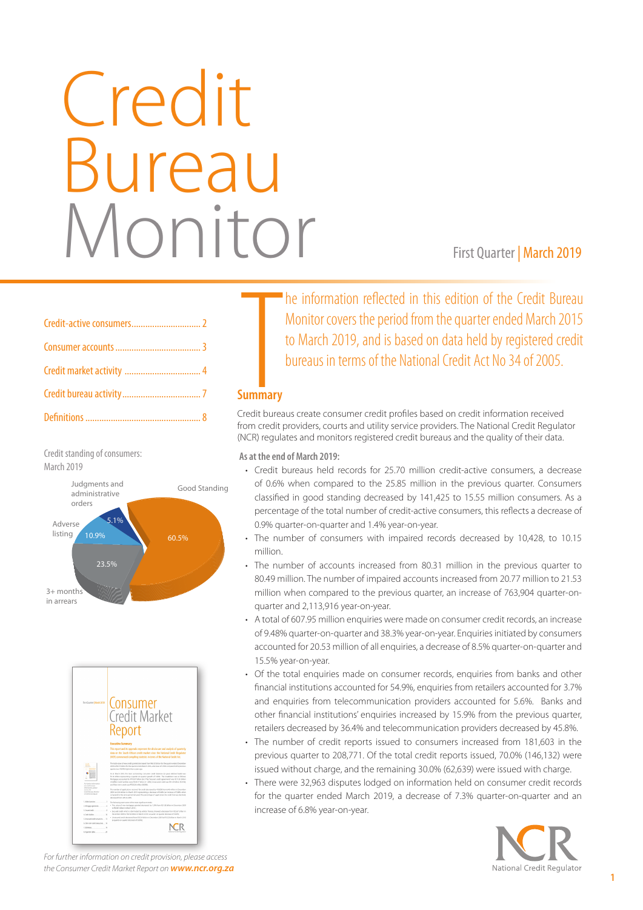# Credit Bureau Monitor

First Quarter | March 2019

- Credit-active consumers .............................. 2
- Consumer accounts ..................................... 3
- Credit market activity ................................ 4
- Credit bureau activity ................................. 7
- Definitions ................................................. 8

Credit standing of consumers: March 2019

| Category | Share |
|---|---|
| Good Standing | 60.5% |
| 3+ months in arrears | 23.5% |
| Adverse listing | 10.9% |
| Judgments and administrative orders | 5.1% |

The information reflected in this edition of the Credit Bureau Monitor covers the period from the quarter ended March 2015 to March 2019, and is based on data held by registered credit bureaus in terms of the National Credit Act No 34 of 2005.

## Summary

Credit bureaus create consumer credit profiles based on credit information received from credit providers, courts and utility service providers. The National Credit Regulator (NCR) regulates and monitors registered credit bureaus and the quality of their data.

**As at the end of March 2019:**

- Credit bureaus held records for 25.70 million credit-active consumers, a decrease of 0.6% when compared to the 25.85 million in the previous quarter. Consumers classified in good standing decreased by 141,425 to 15.55 million consumers. As a percentage of the total number of credit-active consumers, this reflects a decrease of 0.9% quarter-on-quarter and 1.4% year-on-year.
- The number of consumers with impaired records decreased by 10,428, to 10.15 million.
- The number of accounts increased from 80.31 million in the previous quarter to 80.49 million. The number of impaired accounts increased from 20.77 million to 21.53 million when compared to the previous quarter, an increase of 763,904 quarter-on-quarter and 2,113,916 year-on-year.
- A total of 607.95 million enquiries were made on consumer credit records, an increase of 9.48% quarter-on-quarter and 38.3% year-on-year. Enquiries initiated by consumers accounted for 20.53 million of all enquiries, a decrease of 8.5% quarter-on-quarter and 15.5% year-on-year.
- Of the total enquiries made on consumer records, enquiries from banks and other financial institutions accounted for 54.9%, enquiries from retailers accounted for 3.7% and enquiries from telecommunication providers accounted for 5.6%. Banks and other financial institutions' enquiries increased by 15.9% from the previous quarter, retailers decreased by 36.4% and telecommunication providers decreased by 45.8%.
- The number of credit reports issued to consumers increased from 181,603 in the previous quarter to 208,771. Of the total credit reports issued, 70.0% (146,132) were issued without charge, and the remaining 30.0% (62,639) were issued with charge.
- There were 32,963 disputes lodged on information held on consumer credit records for the quarter ended March 2019, a decrease of 7.3% quarter-on-quarter and an increase of 6.8% year-on-year.

*For further information on credit provision, please access the Consumer Credit Market Report on* ***www.ncr.org.za***

National Credit Regulator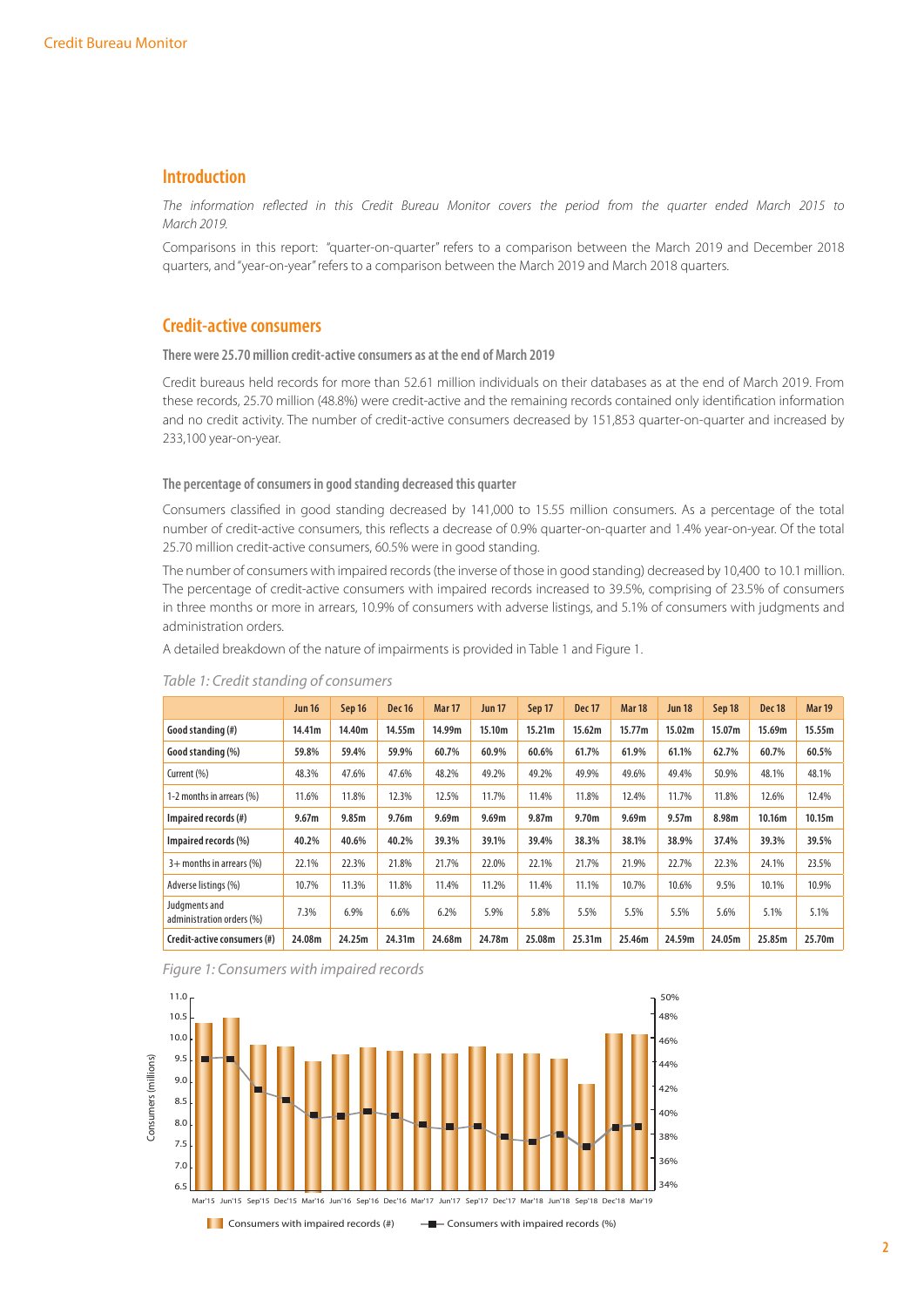## Introduction

*The information reflected in this Credit Bureau Monitor covers the period from the quarter ended March 2015 to March 2019.*

Comparisons in this report: "quarter-on-quarter" refers to a comparison between the March 2019 and December 2018 quarters, and "year-on-year" refers to a comparison between the March 2019 and March 2018 quarters.

## Credit-active consumers

### There were 25.70 million credit-active consumers as at the end of March 2019

Credit bureaus held records for more than 52.61 million individuals on their databases as at the end of March 2019. From these records, 25.70 million (48.8%) were credit-active and the remaining records contained only identification information and no credit activity. The number of credit-active consumers decreased by 151,853 quarter-on-quarter and increased by 233,100 year-on-year.

### The percentage of consumers in good standing decreased this quarter

Consumers classified in good standing decreased by 141,000 to 15.55 million consumers. As a percentage of the total number of credit-active consumers, this reflects a decrease of 0.9% quarter-on-quarter and 1.4% year-on-year. Of the total 25.70 million credit-active consumers, 60.5% were in good standing.

The number of consumers with impaired records (the inverse of those in good standing) decreased by 10,400 to 10.1 million. The percentage of credit-active consumers with impaired records increased to 39.5%, comprising of 23.5% of consumers in three months or more in arrears, 10.9% of consumers with adverse listings, and 5.1% of consumers with judgments and administration orders.

A detailed breakdown of the nature of impairments is provided in Table 1 and Figure 1.

*Table 1: Credit standing of consumers*

| | Jun 16 | Sep 16 | Dec 16 | Mar 17 | Jun 17 | Sep 17 | Dec 17 | Mar 18 | Jun 18 | Sep 18 | Dec 18 | Mar 19 |
|---|---|---|---|---|---|---|---|---|---|---|---|---|
| **Good standing (#)** | **14.41m** | **14.40m** | **14.55m** | **14.99m** | **15.10m** | **15.21m** | **15.62m** | **15.77m** | **15.02m** | **15.07m** | **15.69m** | **15.55m** |
| **Good standing (%)** | **59.8%** | **59.4%** | **59.9%** | **60.7%** | **60.9%** | **60.6%** | **61.7%** | **61.9%** | **61.1%** | **62.7%** | **60.7%** | **60.5%** |
| Current (%) | 48.3% | 47.6% | 47.6% | 48.2% | 49.2% | 49.2% | 49.9% | 49.6% | 49.4% | 50.9% | 48.1% | 48.1% |
| 1-2 months in arrears (%) | 11.6% | 11.8% | 12.3% | 12.5% | 11.7% | 11.4% | 11.8% | 12.4% | 11.7% | 11.8% | 12.6% | 12.4% |
| **Impaired records (#)** | **9.67m** | **9.85m** | **9.76m** | **9.69m** | **9.69m** | **9.87m** | **9.70m** | **9.69m** | **9.57m** | **8.98m** | **10.16m** | **10.15m** |
| **Impaired records (%)** | **40.2%** | **40.6%** | **40.2%** | **39.3%** | **39.1%** | **39.4%** | **38.3%** | **38.1%** | **38.9%** | **37.4%** | **39.3%** | **39.5%** |
| 3+ months in arrears (%) | 22.1% | 22.3% | 21.8% | 21.7% | 22.0% | 22.1% | 21.7% | 21.9% | 22.7% | 22.3% | 24.1% | 23.5% |
| Adverse listings (%) | 10.7% | 11.3% | 11.8% | 11.4% | 11.2% | 11.4% | 11.1% | 10.7% | 10.6% | 9.5% | 10.1% | 10.9% |
| Judgments and administration orders (%) | 7.3% | 6.9% | 6.6% | 6.2% | 5.9% | 5.8% | 5.5% | 5.5% | 5.5% | 5.6% | 5.1% | 5.1% |
| **Credit-active consumers (#)** | **24.08m** | **24.25m** | **24.31m** | **24.68m** | **24.78m** | **25.08m** | **25.31m** | **25.46m** | **24.59m** | **24.05m** | **25.85m** | **25.70m** |

*Figure 1: Consumers with impaired records*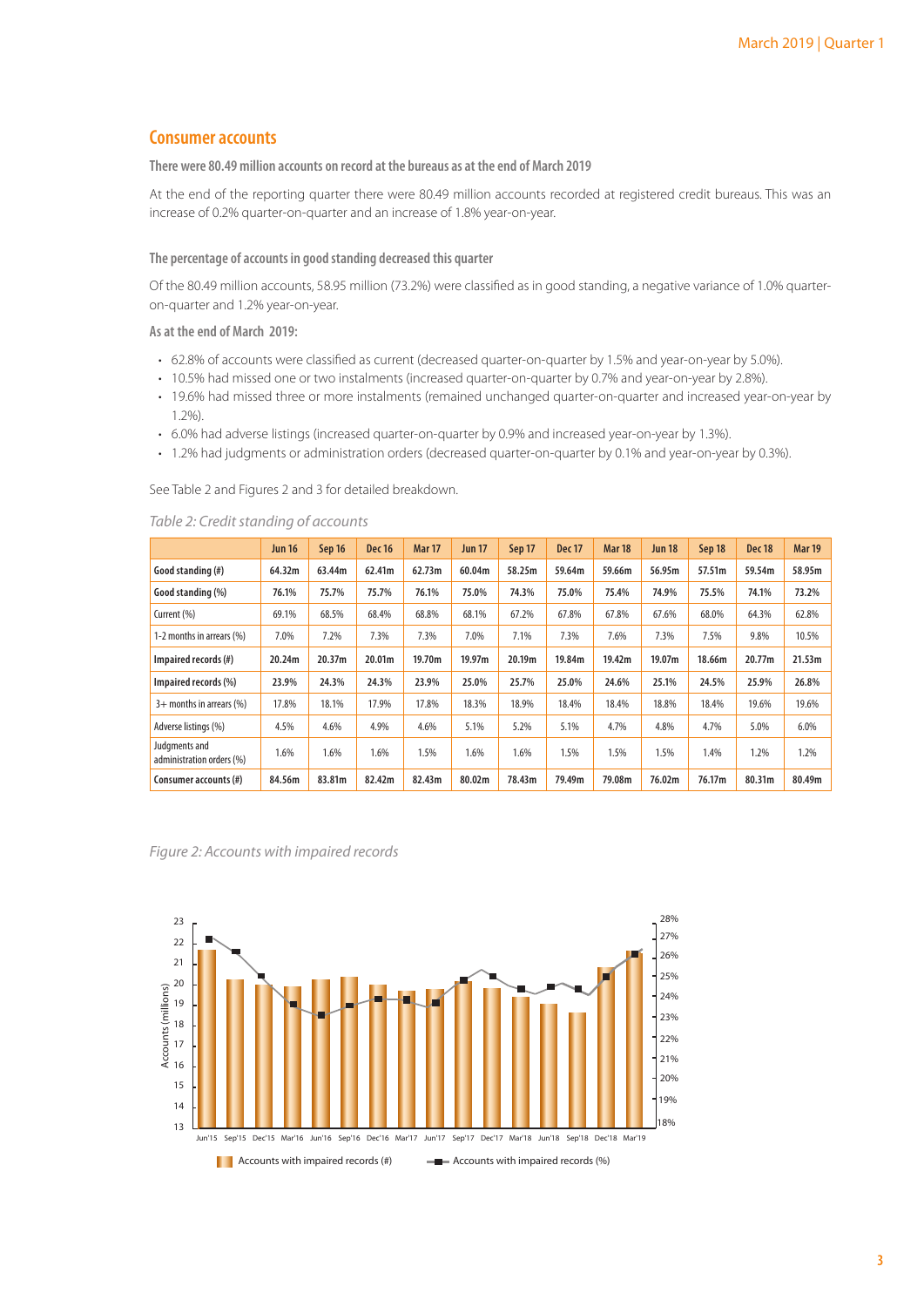## Consumer accounts

**There were 80.49 million accounts on record at the bureaus as at the end of March 2019**

At the end of the reporting quarter there were 80.49 million accounts recorded at registered credit bureaus. This was an increase of 0.2% quarter-on-quarter and an increase of 1.8% year-on-year.

**The percentage of accounts in good standing decreased this quarter**

Of the 80.49 million accounts, 58.95 million (73.2%) were classified as in good standing, a negative variance of 1.0% quarter-on-quarter and 1.2% year-on-year.

**As at the end of March 2019:**

- 62.8% of accounts were classified as current (decreased quarter-on-quarter by 1.5% and year-on-year by 5.0%).
- 10.5% had missed one or two instalments (increased quarter-on-quarter by 0.7% and year-on-year by 2.8%).
- 19.6% had missed three or more instalments (remained unchanged quarter-on-quarter and increased year-on-year by 1.2%).
- 6.0% had adverse listings (increased quarter-on-quarter by 0.9% and increased year-on-year by 1.3%).
- 1.2% had judgments or administration orders (decreased quarter-on-quarter by 0.1% and year-on-year by 0.3%).

See Table 2 and Figures 2 and 3 for detailed breakdown.

*Table 2: Credit standing of accounts*

| | Jun 16 | Sep 16 | Dec 16 | Mar 17 | Jun 17 | Sep 17 | Dec 17 | Mar 18 | Jun 18 | Sep 18 | Dec 18 | Mar 19 |
|---|---|---|---|---|---|---|---|---|---|---|---|---|
| **Good standing (#)** | **64.32m** | **63.44m** | **62.41m** | **62.73m** | **60.04m** | **58.25m** | **59.64m** | **59.66m** | **56.95m** | **57.51m** | **59.54m** | **58.95m** |
| **Good standing (%)** | **76.1%** | **75.7%** | **75.7%** | **76.1%** | **75.0%** | **74.3%** | **75.0%** | **75.4%** | **74.9%** | **75.5%** | **74.1%** | **73.2%** |
| Current (%) | 69.1% | 68.5% | 68.4% | 68.8% | 68.1% | 67.2% | 67.8% | 67.8% | 67.6% | 68.0% | 64.3% | 62.8% |
| 1-2 months in arrears (%) | 7.0% | 7.2% | 7.3% | 7.3% | 7.0% | 7.1% | 7.3% | 7.6% | 7.3% | 7.5% | 9.8% | 10.5% |
| **Impaired records (#)** | **20.24m** | **20.37m** | **20.01m** | **19.70m** | **19.97m** | **20.19m** | **19.84m** | **19.42m** | **19.07m** | **18.66m** | **20.77m** | **21.53m** |
| **Impaired records (%)** | **23.9%** | **24.3%** | **24.3%** | **23.9%** | **25.0%** | **25.7%** | **25.0%** | **24.6%** | **25.1%** | **24.5%** | **25.9%** | **26.8%** |
| 3+ months in arrears (%) | 17.8% | 18.1% | 17.9% | 17.8% | 18.3% | 18.9% | 18.4% | 18.4% | 18.8% | 18.4% | 19.6% | 19.6% |
| Adverse listings (%) | 4.5% | 4.6% | 4.9% | 4.6% | 5.1% | 5.2% | 5.1% | 4.7% | 4.8% | 4.7% | 5.0% | 6.0% |
| Judgments and administration orders (%) | 1.6% | 1.6% | 1.6% | 1.5% | 1.6% | 1.6% | 1.5% | 1.5% | 1.5% | 1.4% | 1.2% | 1.2% |
| **Consumer accounts (#)** | **84.56m** | **83.81m** | **82.42m** | **82.43m** | **80.02m** | **78.43m** | **79.49m** | **79.08m** | **76.02m** | **76.17m** | **80.31m** | **80.49m** |

*Figure 2: Accounts with impaired records*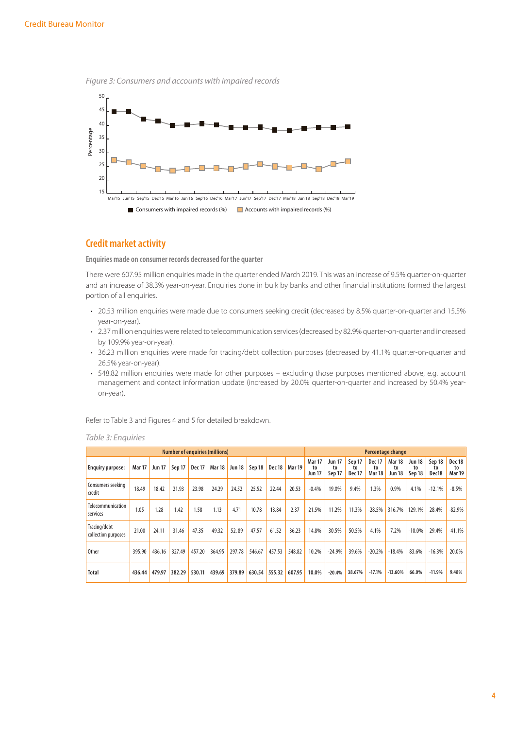*Figure 3: Consumers and accounts with impaired records*

## Credit market activity

### Enquiries made on consumer records decreased for the quarter

There were 607.95 million enquiries made in the quarter ended March 2019. This was an increase of 9.5% quarter-on-quarter and an increase of 38.3% year-on-year. Enquiries done in bulk by banks and other financial institutions formed the largest portion of all enquiries.

- 20.53 million enquiries were made due to consumers seeking credit (decreased by 8.5% quarter-on-quarter and 15.5% year-on-year).
- 2.37 million enquiries were related to telecommunication services (decreased by 82.9% quarter-on-quarter and increased by 109.9% year-on-year).
- 36.23 million enquiries were made for tracing/debt collection purposes (decreased by 41.1% quarter-on-quarter and 26.5% year-on-year).
- 548.82 million enquiries were made for other purposes – excluding those purposes mentioned above, e.g. account management and contact information update (increased by 20.0% quarter-on-quarter and increased by 50.4% year-on-year).

Refer to Table 3 and Figures 4 and 5 for detailed breakdown.

*Table 3: Enquiries*

| | Number of enquiries (millions) | | | | | | | | | Percentage change | | | | | | | |
|---|---|---|---|---|---|---|---|---|---|---|---|---|---|---|---|---|---|
| **Enquiry purpose:** | **Mar 17** | **Jun 17** | **Sep 17** | **Dec 17** | **Mar 18** | **Jun 18** | **Sep 18** | **Dec 18** | **Mar 19** | **Mar 17 to Jun 17** | **Jun 17 to Sep 17** | **Sep 17 to Dec 17** | **Dec 17 to Mar 18** | **Mar 18 to Jun 18** | **Jun 18 to Sep 18** | **Sep 18 to Dec18** | **Dec 18 to Mar 19** |
| Consumers seeking credit | 18.49 | 18.42 | 21.93 | 23.98 | 24.29 | 24.52 | 25.52 | 22.44 | 20.53 | -0.4% | 19.0% | 9.4% | 1.3% | 0.9% | 4.1% | -12.1% | -8.5% |
| Telecommunication services | 1.05 | 1.28 | 1.42 | 1.58 | 1.13 | 4.71 | 10.78 | 13.84 | 2.37 | 21.5% | 11.2% | 11.3% | -28.5% | 316.7% | 129.1% | 28.4% | -82.9% |
| Tracing/debt collection purposes | 21.00 | 24.11 | 31.46 | 47.35 | 49.32 | 52.89 | 47.57 | 61.52 | 36.23 | 14.8% | 30.5% | 50.5% | 4.1% | 7.2% | -10.0% | 29.4% | -41.1% |
| Other | 395.90 | 436.16 | 327.49 | 457.20 | 364.95 | 297.78 | 546.67 | 457.53 | 548.82 | 10.2% | -24.9% | 39.6% | -20.2% | -18.4% | 83.6% | -16.3% | 20.0% |
| **Total** | **436.44** | **479.97** | **382.29** | **530.11** | **439.69** | **379.89** | **630.54** | **555.32** | **607.95** | **10.0%** | **-20.4%** | **38.67%** | **-17.1%** | **-13.60%** | **66.0%** | **-11.9%** | **9.48%** |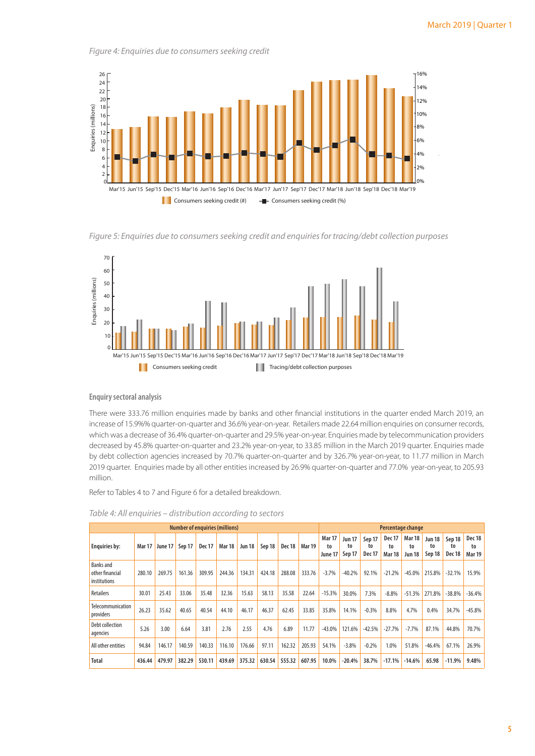*Figure 4: Enquiries due to consumers seeking credit*

*Figure 5: Enquiries due to consumers seeking credit and enquiries for tracing/debt collection purposes*

### Enquiry sectoral analysis

There were 333.76 million enquiries made by banks and other financial institutions in the quarter ended March 2019, an increase of 15.9%% quarter-on-quarter and 36.6% year-on-year. Retailers made 22.64 million enquiries on consumer records, which was a decrease of 36.4% quarter-on-quarter and 29.5% year-on-year. Enquiries made by telecommunication providers decreased by 45.8% quarter-on-quarter and 23.2% year-on-year, to 33.85 million in the March 2019 quarter. Enquiries made by debt collection agencies increased by 70.7% quarter-on-quarter and by 326.7% year-on-year, to 11.77 million in March 2019 quarter. Enquiries made by all other entities increased by 26.9% quarter-on-quarter and 77.0% year-on-year, to 205.93 million.

Refer to Tables 4 to 7 and Figure 6 for a detailed breakdown.

*Table 4: All enquiries – distribution according to sectors*

| | Number of enquiries (millions) | | | | | | | | | Percentage change | | | | | | | |
|---|---|---|---|---|---|---|---|---|---|---|---|---|---|---|---|---|---|
| **Enquiries by:** | **Mar 17** | **June 17** | **Sep 17** | **Dec 17** | **Mar 18** | **Jun 18** | **Sep 18** | **Dec 18** | **Mar 19** | **Mar 17 to June 17** | **Jun 17 to Sep 17** | **Sep 17 to Dec 17** | **Dec 17 to Mar 18** | **Mar 18 to Jun 18** | **Jun 18 to Sep 18** | **Sep 18 to Dec 18** | **Dec 18 to Mar 19** |
| Banks and other financial institutions | 280.10 | 269.75 | 161.36 | 309.95 | 244.36 | 134.31 | 424.18 | 288.08 | 333.76 | -3.7% | -40.2% | 92.1% | -21.2% | -45.0% | 215.8% | -32.1% | 15.9% |
| Retailers | 30.01 | 25.43 | 33.06 | 35.48 | 32.36 | 15.63 | 58.13 | 35.58 | 22.64 | -15.3% | 30.0% | 7.3% | -8.8% | -51.3% | 271.8% | -38.8% | -36.4% |
| Telecommunication providers | 26.23 | 35.62 | 40.65 | 40.54 | 44.10 | 46.17 | 46.37 | 62.45 | 33.85 | 35.8% | 14.1% | -0.3% | 8.8% | 4.7% | 0.4% | 34.7% | -45.8% |
| Debt collection agencies | 5.26 | 3.00 | 6.64 | 3.81 | 2.76 | 2.55 | 4.76 | 6.89 | 11.77 | -43.0% | 121.6% | -42.5% | -27.7% | -7.7% | 87.1% | 44.8% | 70.7% |
| All other entities | 94.84 | 146.17 | 140.59 | 140.33 | 116.10 | 176.66 | 97.11 | 162.32 | 205.93 | 54.1% | -3.8% | -0.2% | 1.0% | 51.8% | -46.4% | 67.1% | 26.9% |
| **Total** | **436.44** | **479.97** | **382.29** | **530.11** | **439.69** | **375.32** | **630.54** | **555.32** | **607.95** | **10.0%** | **-20.4%** | **38.7%** | **-17.1%** | **-14.6%** | **65.98** | **-11.9%** | **9.48%** |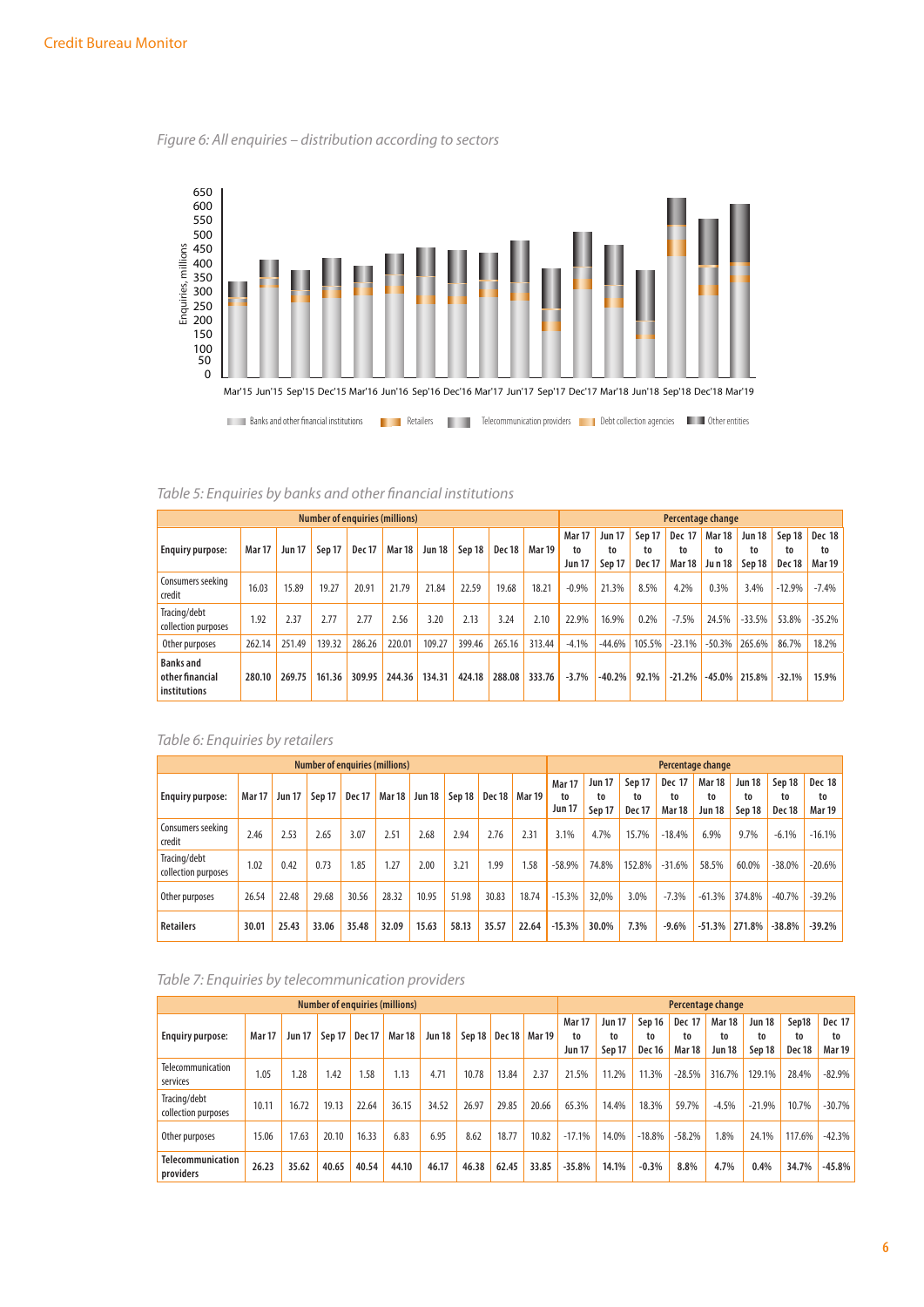Figure 6: All enquiries – distribution according to sectors

Table 5: Enquiries by banks and other financial institutions

| Enquiry purpose: | Number of enquiries (millions) | | | | | | | | | Percentage change | | | | | | | |
|---|---|---|---|---|---|---|---|---|---|---|---|---|---|---|---|---|---|
| | Mar 17 | Jun 17 | Sep 17 | Dec 17 | Mar 18 | Jun 18 | Sep 18 | Dec 18 | Mar 19 | Mar 17 to Jun 17 | Jun 17 to Sep 17 | Sep 17 to Dec 17 | Dec 17 to Mar 18 | Mar 18 to Jun 18 | Jun 18 to Sep 18 | Sep 18 to Dec 18 | Dec 18 to Mar 19 |
| Consumers seeking credit | 16.03 | 15.89 | 19.27 | 20.91 | 21.79 | 21.84 | 22.59 | 19.68 | 18.21 | -0.9% | 21.3% | 8.5% | 4.2% | 0.3% | 3.4% | -12.9% | -7.4% |
| Tracing/debt collection purposes | 1.92 | 2.37 | 2.77 | 2.77 | 2.56 | 3.20 | 2.13 | 3.24 | 2.10 | 22.9% | 16.9% | 0.2% | -7.5% | 24.5% | -33.5% | 53.8% | -35.2% |
| Other purposes | 262.14 | 251.49 | 139.32 | 286.26 | 220.01 | 109.27 | 399.46 | 265.16 | 313.44 | -4.1% | -44.6% | 105.5% | -23.1% | -50.3% | 265.6% | 86.7% | 18.2% |
| **Banks and other financial institutions** | **280.10** | **269.75** | **161.36** | **309.95** | **244.36** | **134.31** | **424.18** | **288.08** | **333.76** | **-3.7%** | **-40.2%** | **92.1%** | **-21.2%** | **-45.0%** | **215.8%** | **-32.1%** | **15.9%** |

Table 6: Enquiries by retailers

| Enquiry purpose: | Number of enquiries (millions) | | | | | | | | | Percentage change | | | | | | | |
|---|---|---|---|---|---|---|---|---|---|---|---|---|---|---|---|---|---|
| | Mar 17 | Jun 17 | Sep 17 | Dec 17 | Mar 18 | Jun 18 | Sep 18 | Dec 18 | Mar 19 | Mar 17 to Jun 17 | Jun 17 to Sep 17 | Sep 17 to Dec 17 | Dec 17 to Mar 18 | Mar 18 to Jun 18 | Jun 18 to Sep 18 | Sep 18 to Dec 18 | Dec 18 to Mar 19 |
| Consumers seeking credit | 2.46 | 2.53 | 2.65 | 3.07 | 2.51 | 2.68 | 2.94 | 2.76 | 2.31 | 3.1% | 4.7% | 15.7% | -18.4% | 6.9% | 9.7% | -6.1% | -16.1% |
| Tracing/debt collection purposes | 1.02 | 0.42 | 0.73 | 1.85 | 1.27 | 2.00 | 3.21 | 1.99 | 1.58 | -58.9% | 74.8% | 152.8% | -31.6% | 58.5% | 60.0% | -38.0% | -20.6% |
| Other purposes | 26.54 | 22.48 | 29.68 | 30.56 | 28.32 | 10.95 | 51.98 | 30.83 | 18.74 | -15.3% | 32,0% | 3.0% | -7.3% | -61.3% | 374.8% | -40.7% | -39.2% |
| **Retailers** | **30.01** | **25.43** | **33.06** | **35.48** | **32.09** | **15.63** | **58.13** | **35.57** | **22.64** | **-15.3%** | **30.0%** | **7.3%** | **-9.6%** | **-51.3%** | **271.8%** | **-38.8%** | **-39.2%** |

Table 7: Enquiries by telecommunication providers

| Enquiry purpose: | Number of enquiries (millions) | | | | | | | | | Percentage change | | | | | | | |
|---|---|---|---|---|---|---|---|---|---|---|---|---|---|---|---|---|---|
| | Mar 17 | Jun 17 | Sep 17 | Dec 17 | Mar 18 | Jun 18 | Sep 18 | Dec 18 | Mar 19 | Mar 17 to Jun 17 | Jun 17 to Sep 17 | Sep 16 to Dec 16 | Dec 17 to Mar 18 | Mar 18 to Jun 18 | Jun 18 to Sep 18 | Sep18 to Dec 18 | Dec 17 to Mar 19 |
| Telecommunication services | 1.05 | 1.28 | 1.42 | 1.58 | 1.13 | 4.71 | 10.78 | 13.84 | 2.37 | 21.5% | 11.2% | 11.3% | -28.5% | 316.7% | 129.1% | 28.4% | -82.9% |
| Tracing/debt collection purposes | 10.11 | 16.72 | 19.13 | 22.64 | 36.15 | 34.52 | 26.97 | 29.85 | 20.66 | 65.3% | 14.4% | 18.3% | 59.7% | -4.5% | -21.9% | 10.7% | -30.7% |
| Other purposes | 15.06 | 17.63 | 20.10 | 16.33 | 6.83 | 6.95 | 8.62 | 18.77 | 10.82 | -17.1% | 14.0% | -18.8% | -58.2% | 1.8% | 24.1% | 117.6% | -42.3% |
| **Telecommunication providers** | **26.23** | **35.62** | **40.65** | **40.54** | **44.10** | **46.17** | **46.38** | **62.45** | **33.85** | **-35.8%** | **14.1%** | **-0.3%** | **8.8%** | **4.7%** | **0.4%** | **34.7%** | **-45.8%** |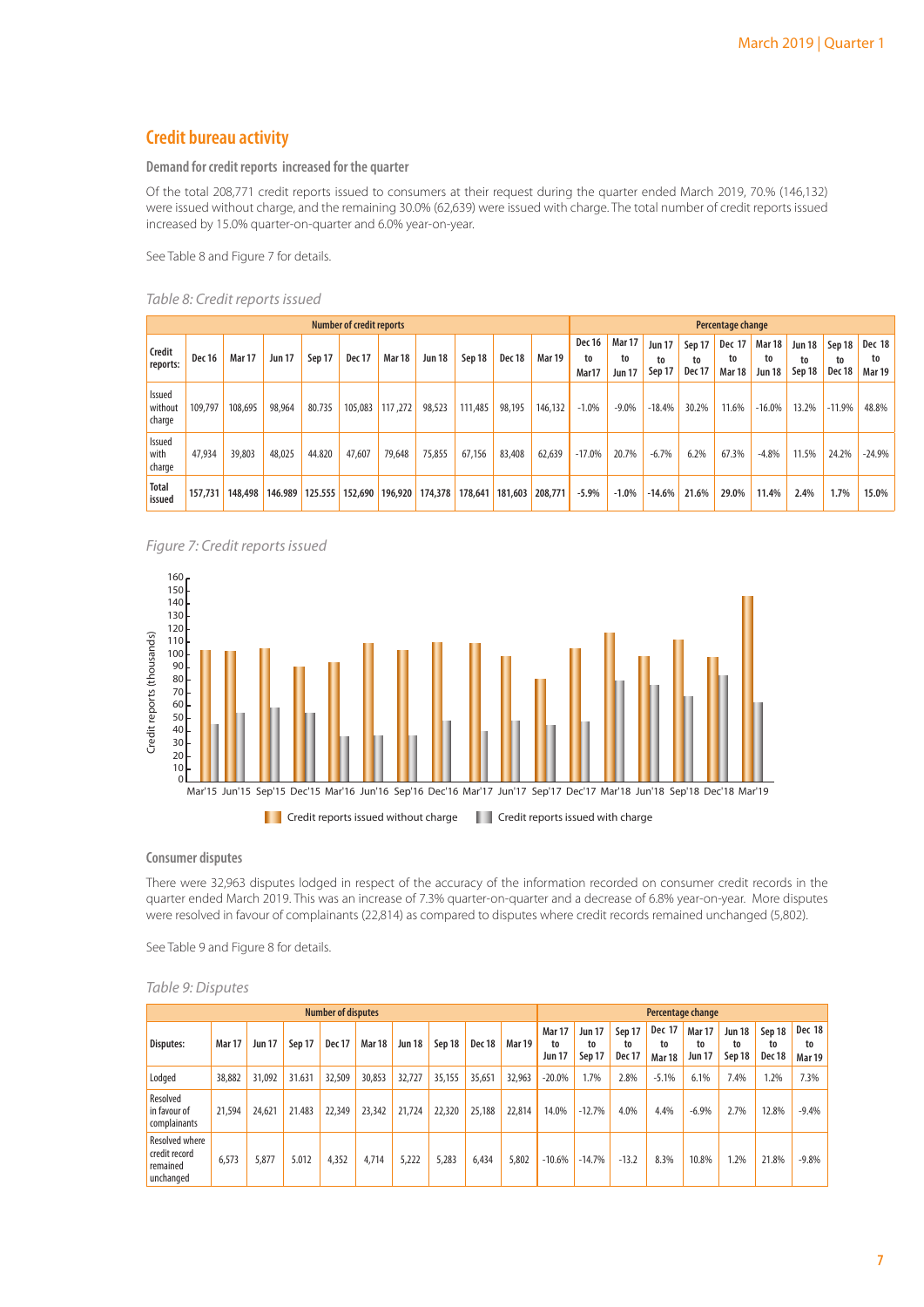## Credit bureau activity

### Demand for credit reports increased for the quarter

Of the total 208,771 credit reports issued to consumers at their request during the quarter ended March 2019, 70.% (146,132) were issued without charge, and the remaining 30.0% (62,639) were issued with charge. The total number of credit reports issued increased by 15.0% quarter-on-quarter and 6.0% year-on-year.

See Table 8 and Figure 7 for details.

*Table 8: Credit reports issued*

| | Number of credit reports | | | | | | | | | | Percentage change | | | | | | | | |
|---|---|---|---|---|---|---|---|---|---|---|---|---|---|---|---|---|---|---|---|
| Credit reports: | Dec 16 | Mar 17 | Jun 17 | Sep 17 | Dec 17 | Mar 18 | Jun 18 | Sep 18 | Dec 18 | Mar 19 | Dec 16 to Mar17 | Mar 17 to Jun 17 | Jun 17 to Sep 17 | Sep 17 to Dec 17 | Dec 17 to Mar 18 | Mar 18 to Jun 18 | Jun 18 to Sep 18 | Sep 18 to Dec 18 | Dec 18 to Mar 19 |
| Issued without charge | 109,797 | 108,695 | 98,964 | 80.735 | 105,083 | 117 ,272 | 98,523 | 111,485 | 98,195 | 146,132 | -1.0% | -9.0% | -18.4% | 30.2% | 11.6% | -16.0% | 13.2% | -11.9% | 48.8% |
| Issued with charge | 47,934 | 39,803 | 48,025 | 44.820 | 47,607 | 79,648 | 75,855 | 67,156 | 83,408 | 62,639 | -17.0% | 20.7% | -6.7% | 6.2% | 67.3% | -4.8% | 11.5% | 24.2% | -24.9% |
| **Total issued** | **157,731** | **148,498** | **146.989** | **125.555** | **152,690** | **196,920** | **174,378** | **178,641** | **181,603** | **208,771** | **-5.9%** | **-1.0%** | **-14.6%** | **21.6%** | **29.0%** | **11.4%** | **2.4%** | **1.7%** | **15.0%** |

*Figure 7: Credit reports issued*

### Consumer disputes

There were 32,963 disputes lodged in respect of the accuracy of the information recorded on consumer credit records in the quarter ended March 2019. This was an increase of 7.3% quarter-on-quarter and a decrease of 6.8% year-on-year. More disputes were resolved in favour of complainants (22,814) as compared to disputes where credit records remained unchanged (5,802).

See Table 9 and Figure 8 for details.

*Table 9: Disputes*

| | Number of disputes | | | | | | | | | Percentage change | | | | | | | |
|---|---|---|---|---|---|---|---|---|---|---|---|---|---|---|---|---|---|
| Disputes: | Mar 17 | Jun 17 | Sep 17 | Dec 17 | Mar 18 | Jun 18 | Sep 18 | Dec 18 | Mar 19 | Mar 17 to Jun 17 | Jun 17 to Sep 17 | Sep 17 to Dec 17 | Dec 17 to Mar 18 | Mar 17 to Jun 17 | Jun 18 to Sep 18 | Sep 18 to Dec 18 | Dec 18 to Mar 19 |
| Lodged | 38,882 | 31,092 | 31.631 | 32,509 | 30,853 | 32,727 | 35,155 | 35,651 | 32,963 | -20.0% | 1.7% | 2.8% | -5.1% | 6.1% | 7.4% | 1.2% | 7.3% |
| Resolved in favour of complainants | 21,594 | 24,621 | 21.483 | 22,349 | 23,342 | 21,724 | 22,320 | 25,188 | 22,814 | 14.0% | -12.7% | 4.0% | 4.4% | -6.9% | 2.7% | 12.8% | -9.4% |
| Resolved where credit record remained unchanged | 6,573 | 5,877 | 5.012 | 4,352 | 4,714 | 5,222 | 5,283 | 6,434 | 5,802 | -10.6% | -14.7% | -13.2 | 8.3% | 10.8% | 1.2% | 21.8% | -9.8% |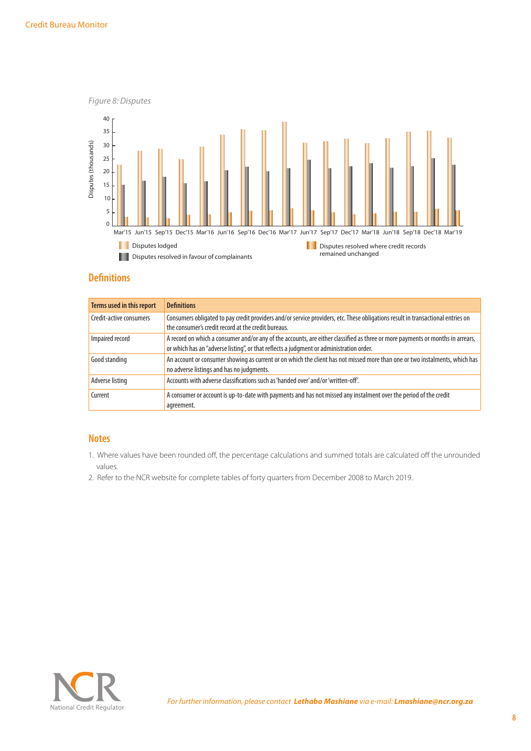*Figure 8: Disputes*

Disputes (thousands)

40
35
30
25
20
15
10
5
0

Mar'15 Jun'15 Sep'15 Dec'15 Mar'16 Jun'16 Sep'16 Dec'16 Mar'17 Jun'17 Sep'17 Dec'17 Mar'18 Jun'18 Sep'18 Dec'18 Mar'19

Disputes lodged
Disputes resolved in favour of complainants
Disputes resolved where credit records remained unchanged

## Definitions

| Terms used in this report | Definitions |
|---|---|
| Credit-active consumers | Consumers obligated to pay credit providers and/or service providers, etc. These obligations result in transactional entries on the consumer's credit record at the credit bureaus. |
| Impaired record | A record on which a consumer and/or any of the accounts, are either classified as three or more payments or months in arrears, or which has an "adverse listing", or that reflects a judgment or administration order. |
| Good standing | An account or consumer showing as current or on which the client has not missed more than one or two instalments, which has no adverse listings and has no judgments. |
| Adverse listing | Accounts with adverse classifications such as 'handed over' and/or 'written-off'. |
| Current | A consumer or account is up-to-date with payments and has not missed any instalment over the period of the credit agreement. |

## Notes

1. Where values have been rounded off, the percentage calculations and summed totals are calculated off the unrounded values.
2. Refer to the NCR website for complete tables of forty quarters from December 2008 to March 2019.

NCR
National Credit Regulator

*For further information, please contact* ***Lethabo Mashiane*** *via e-mail:* ***Lmashiane@ncr.org.za***